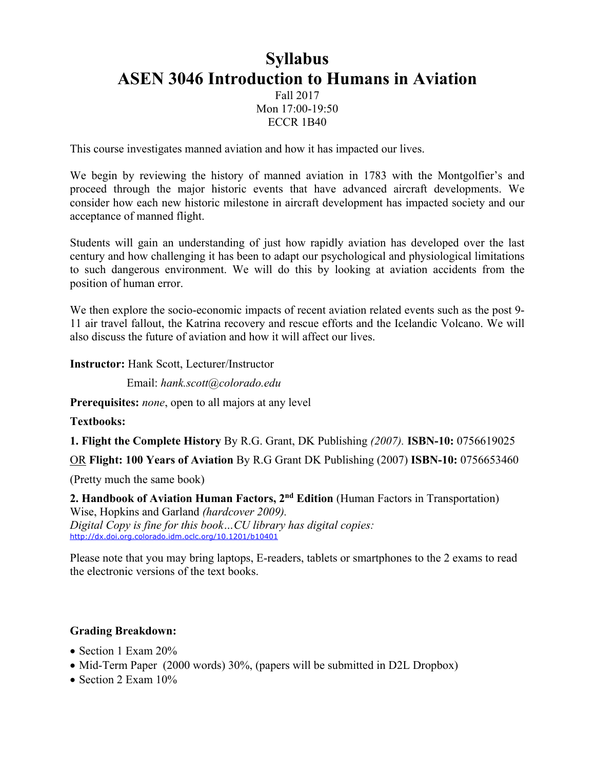# Syllabus
# ASEN 3046 Introduction to Humans in Aviation

Fall 2017
Mon 17:00-19:50
ECCR 1B40

This course investigates manned aviation and how it has impacted our lives.

We begin by reviewing the history of manned aviation in 1783 with the Montgolfier's and proceed through the major historic events that have advanced aircraft developments. We consider how each new historic milestone in aircraft development has impacted society and our acceptance of manned flight.

Students will gain an understanding of just how rapidly aviation has developed over the last century and how challenging it has been to adapt our psychological and physiological limitations to such dangerous environment. We will do this by looking at aviation accidents from the position of human error.

We then explore the socio-economic impacts of recent aviation related events such as the post 9-11 air travel fallout, the Katrina recovery and rescue efforts and the Icelandic Volcano. We will also discuss the future of aviation and how it will affect our lives.

**Instructor:** Hank Scott, Lecturer/Instructor

Email: *hank.scott@colorado.edu*

**Prerequisites:** *none*, open to all majors at any level

**Textbooks:**

**1. Flight the Complete History** By R.G. Grant, DK Publishing *(2007).* **ISBN-10:** 0756619025

OR **Flight: 100 Years of Aviation** By R.G Grant DK Publishing (2007) **ISBN-10:** 0756653460

(Pretty much the same book)

**2. Handbook of Aviation Human Factors, 2nd Edition** (Human Factors in Transportation)
Wise, Hopkins and Garland *(hardcover 2009).*
*Digital Copy is fine for this book…CU library has digital copies:*
http://dx.doi.org.colorado.idm.oclc.org/10.1201/b10401

Please note that you may bring laptops, E-readers, tablets or smartphones to the 2 exams to read the electronic versions of the text books.

**Grading Breakdown:**

- Section 1 Exam 20%
- Mid-Term Paper (2000 words) 30%, (papers will be submitted in D2L Dropbox)
- Section 2 Exam 10%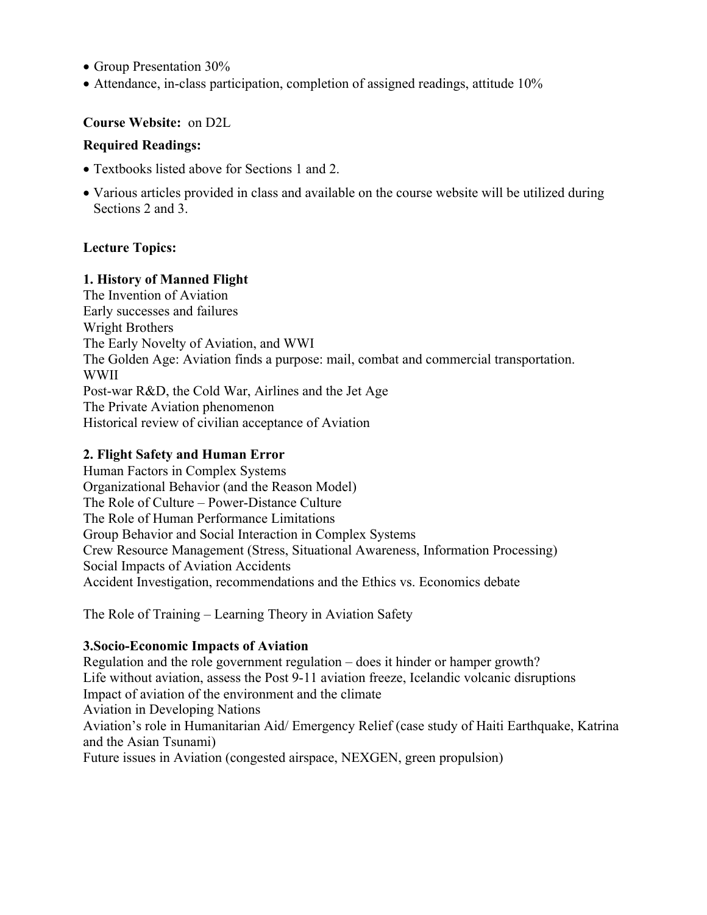- Group Presentation 30%
- Attendance, in-class participation, completion of assigned readings, attitude 10%

**Course Website:** on D2L

**Required Readings:**

- Textbooks listed above for Sections 1 and 2.
- Various articles provided in class and available on the course website will be utilized during Sections 2 and 3.

**Lecture Topics:**

**1. History of Manned Flight**

The Invention of Aviation
Early successes and failures
Wright Brothers
The Early Novelty of Aviation, and WWI
The Golden Age: Aviation finds a purpose: mail, combat and commercial transportation.
WWII
Post-war R&D, the Cold War, Airlines and the Jet Age
The Private Aviation phenomenon
Historical review of civilian acceptance of Aviation

**2. Flight Safety and Human Error**

Human Factors in Complex Systems
Organizational Behavior (and the Reason Model)
The Role of Culture – Power-Distance Culture
The Role of Human Performance Limitations
Group Behavior and Social Interaction in Complex Systems
Crew Resource Management (Stress, Situational Awareness, Information Processing)
Social Impacts of Aviation Accidents
Accident Investigation, recommendations and the Ethics vs. Economics debate

The Role of Training – Learning Theory in Aviation Safety

**3.Socio-Economic Impacts of Aviation**

Regulation and the role government regulation – does it hinder or hamper growth?
Life without aviation, assess the Post 9-11 aviation freeze, Icelandic volcanic disruptions
Impact of aviation of the environment and the climate
Aviation in Developing Nations
Aviation's role in Humanitarian Aid/ Emergency Relief (case study of Haiti Earthquake, Katrina and the Asian Tsunami)
Future issues in Aviation (congested airspace, NEXGEN, green propulsion)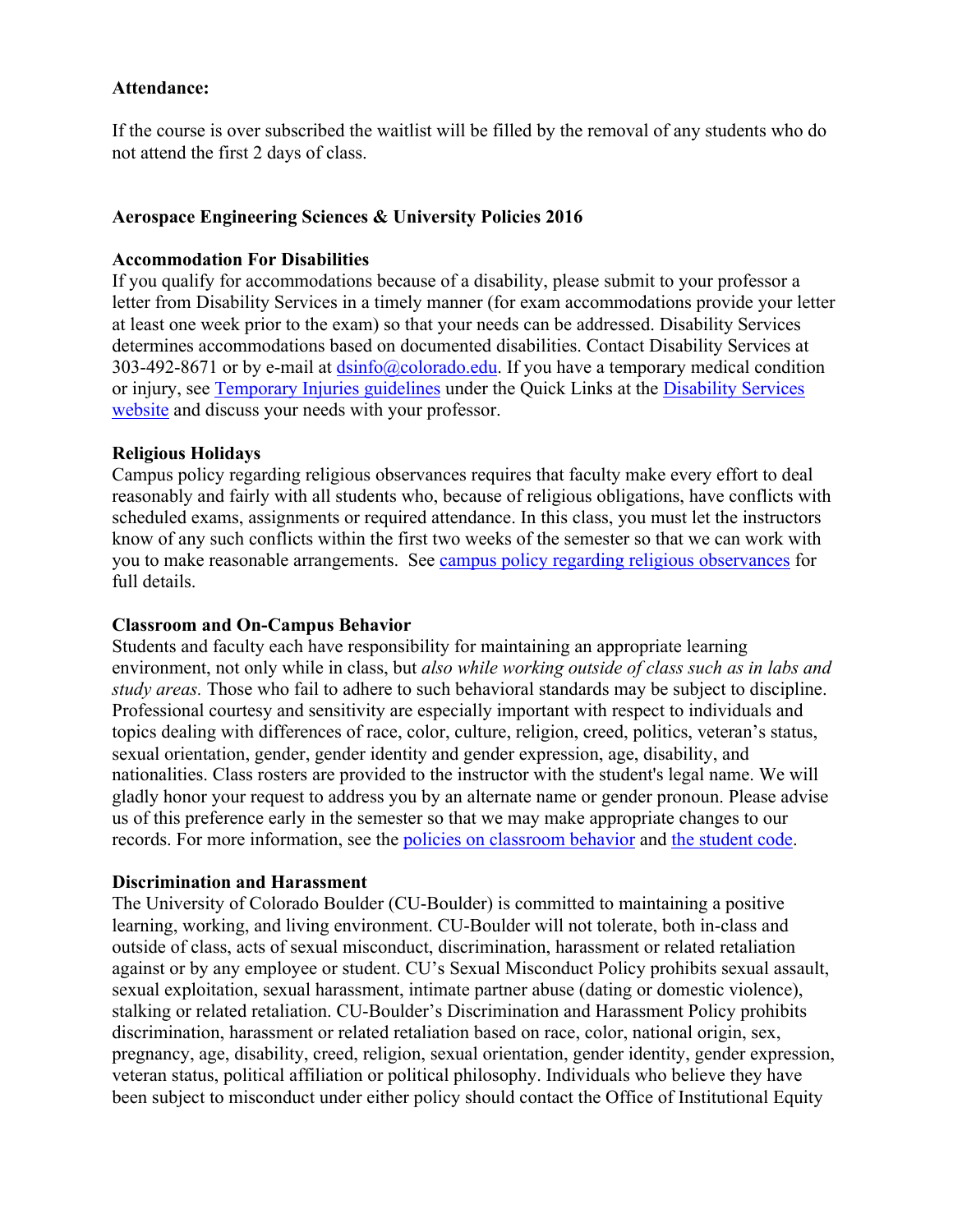**Attendance:**

If the course is over subscribed the waitlist will be filled by the removal of any students who do not attend the first 2 days of class.

**Aerospace Engineering Sciences & University Policies 2016**

**Accommodation For Disabilities**

If you qualify for accommodations because of a disability, please submit to your professor a letter from Disability Services in a timely manner (for exam accommodations provide your letter at least one week prior to the exam) so that your needs can be addressed. Disability Services determines accommodations based on documented disabilities. Contact Disability Services at 303-492-8671 or by e-mail at dsinfo@colorado.edu. If you have a temporary medical condition or injury, see Temporary Injuries guidelines under the Quick Links at the Disability Services website and discuss your needs with your professor.

**Religious Holidays**

Campus policy regarding religious observances requires that faculty make every effort to deal reasonably and fairly with all students who, because of religious obligations, have conflicts with scheduled exams, assignments or required attendance. In this class, you must let the instructors know of any such conflicts within the first two weeks of the semester so that we can work with you to make reasonable arrangements. See campus policy regarding religious observances for full details.

**Classroom and On-Campus Behavior**

Students and faculty each have responsibility for maintaining an appropriate learning environment, not only while in class, but *also while working outside of class such as in labs and study areas.* Those who fail to adhere to such behavioral standards may be subject to discipline. Professional courtesy and sensitivity are especially important with respect to individuals and topics dealing with differences of race, color, culture, religion, creed, politics, veteran's status, sexual orientation, gender, gender identity and gender expression, age, disability, and nationalities. Class rosters are provided to the instructor with the student's legal name. We will gladly honor your request to address you by an alternate name or gender pronoun. Please advise us of this preference early in the semester so that we may make appropriate changes to our records. For more information, see the policies on classroom behavior and the student code.

**Discrimination and Harassment**

The University of Colorado Boulder (CU-Boulder) is committed to maintaining a positive learning, working, and living environment. CU-Boulder will not tolerate, both in-class and outside of class, acts of sexual misconduct, discrimination, harassment or related retaliation against or by any employee or student. CU's Sexual Misconduct Policy prohibits sexual assault, sexual exploitation, sexual harassment, intimate partner abuse (dating or domestic violence), stalking or related retaliation. CU-Boulder's Discrimination and Harassment Policy prohibits discrimination, harassment or related retaliation based on race, color, national origin, sex, pregnancy, age, disability, creed, religion, sexual orientation, gender identity, gender expression, veteran status, political affiliation or political philosophy. Individuals who believe they have been subject to misconduct under either policy should contact the Office of Institutional Equity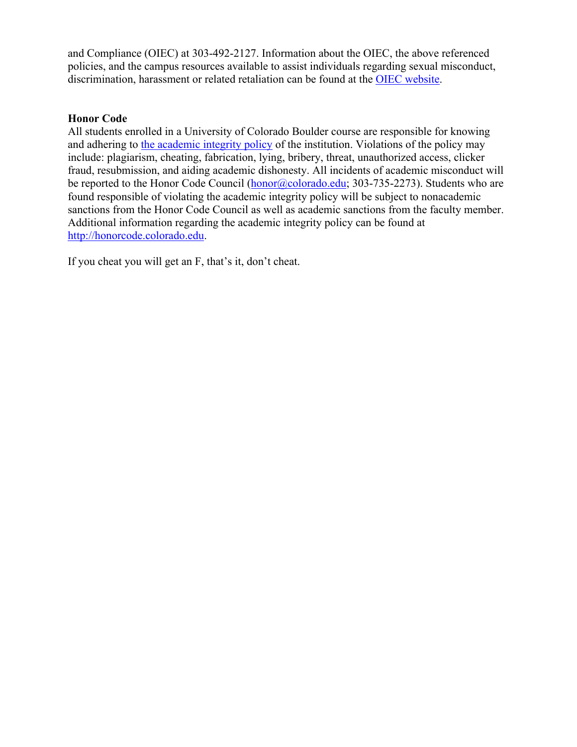and Compliance (OIEC) at 303-492-2127. Information about the OIEC, the above referenced policies, and the campus resources available to assist individuals regarding sexual misconduct, discrimination, harassment or related retaliation can be found at the [OIEC website](OIEC website).

**Honor Code**

All students enrolled in a University of Colorado Boulder course are responsible for knowing and adhering to [the academic integrity policy](the academic integrity policy) of the institution. Violations of the policy may include: plagiarism, cheating, fabrication, lying, bribery, threat, unauthorized access, clicker fraud, resubmission, and aiding academic dishonesty. All incidents of academic misconduct will be reported to the Honor Code Council ([honor@colorado.edu](mailto:honor@colorado.edu); 303-735-2273). Students who are found responsible of violating the academic integrity policy will be subject to nonacademic sanctions from the Honor Code Council as well as academic sanctions from the faculty member. Additional information regarding the academic integrity policy can be found at [http://honorcode.colorado.edu](http://honorcode.colorado.edu).

If you cheat you will get an F, that's it, don't cheat.